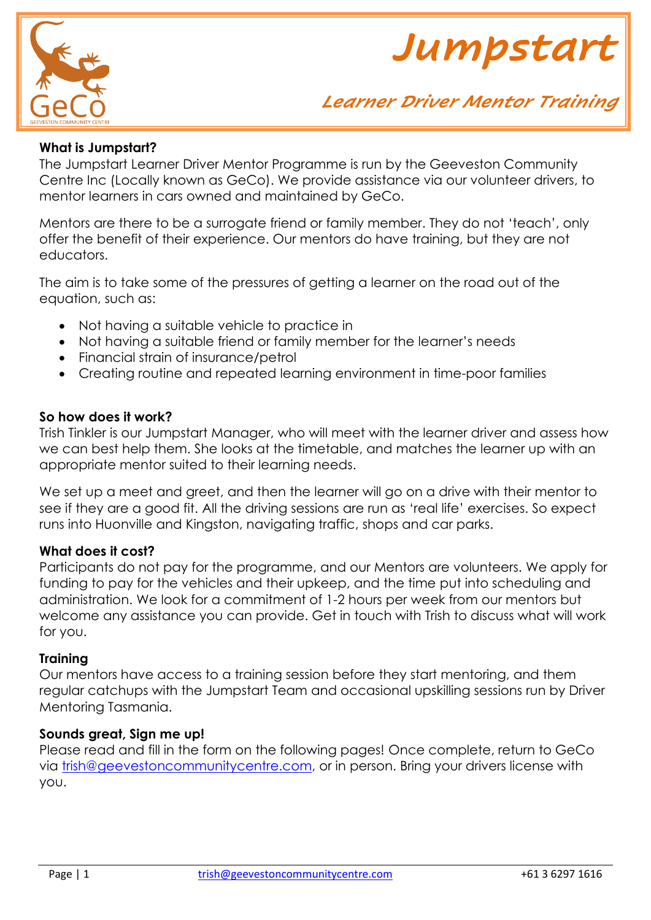# Jumpstart

## Learner Driver Mentor Training

**What is Jumpstart?**
The Jumpstart Learner Driver Mentor Programme is run by the Geeveston Community Centre Inc (Locally known as GeCo). We provide assistance via our volunteer drivers, to mentor learners in cars owned and maintained by GeCo.

Mentors are there to be a surrogate friend or family member. They do not 'teach', only offer the benefit of their experience. Our mentors do have training, but they are not educators.

The aim is to take some of the pressures of getting a learner on the road out of the equation, such as:

- Not having a suitable vehicle to practice in
- Not having a suitable friend or family member for the learner's needs
- Financial strain of insurance/petrol
- Creating routine and repeated learning environment in time-poor families

**So how does it work?**
Trish Tinkler is our Jumpstart Manager, who will meet with the learner driver and assess how we can best help them. She looks at the timetable, and matches the learner up with an appropriate mentor suited to their learning needs.

We set up a meet and greet, and then the learner will go on a drive with their mentor to see if they are a good fit. All the driving sessions are run as 'real life' exercises. So expect runs into Huonville and Kingston, navigating traffic, shops and car parks.

**What does it cost?**
Participants do not pay for the programme, and our Mentors are volunteers. We apply for funding to pay for the vehicles and their upkeep, and the time put into scheduling and administration. We look for a commitment of 1-2 hours per week from our mentors but welcome any assistance you can provide. Get in touch with Trish to discuss what will work for you.

**Training**
Our mentors have access to a training session before they start mentoring, and them regular catchups with the Jumpstart Team and occasional upskilling sessions run by Driver Mentoring Tasmania.

**Sounds great, Sign me up!**
Please read and fill in the form on the following pages! Once complete, return to GeCo via trish@geevestoncommunitycentre.com, or in person. Bring your drivers license with you.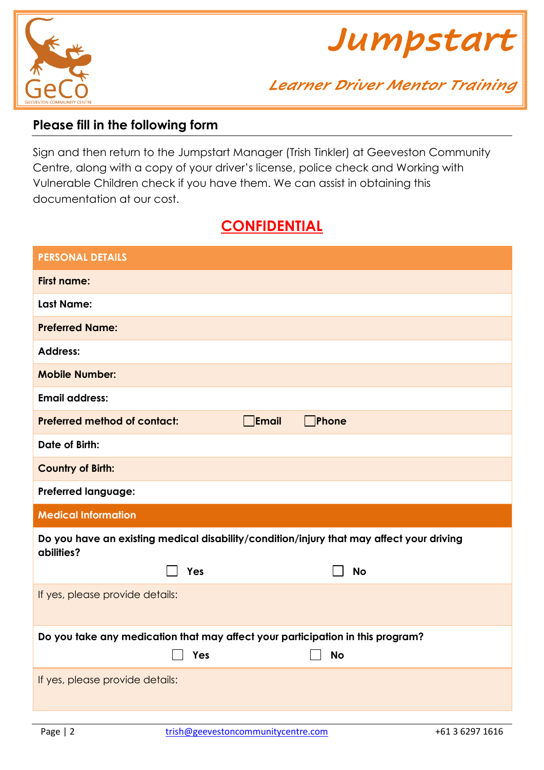# Jumpstart

## Learner Driver Mentor Training

### Please fill in the following form

Sign and then return to the Jumpstart Manager (Trish Tinkler) at Geeveston Community Centre, along with a copy of your driver's license, police check and Working with Vulnerable Children check if you have them. We can assist in obtaining this documentation at our cost.

## CONFIDENTIAL

| PERSONAL DETAILS | |
|---|---|
| **First name:** | |
| **Last Name:** | |
| **Preferred Name:** | |
| **Address:** | |
| **Mobile Number:** | |
| **Email address:** | |
| **Preferred method of contact:** | ☐ Email ☐ Phone |
| **Date of Birth:** | |
| **Country of Birth:** | |
| **Preferred language:** | |

| Medical Information |
|---|
| **Do you have an existing medical disability/condition/injury that may affect your driving abilities?** ☐ Yes ☐ No |
| If yes, please provide details: |
| **Do you take any medication that may affect your participation in this program?** ☐ Yes ☐ No |
| If yes, please provide details: |

trish@geevestoncommunitycentre.com +61 3 6297 1616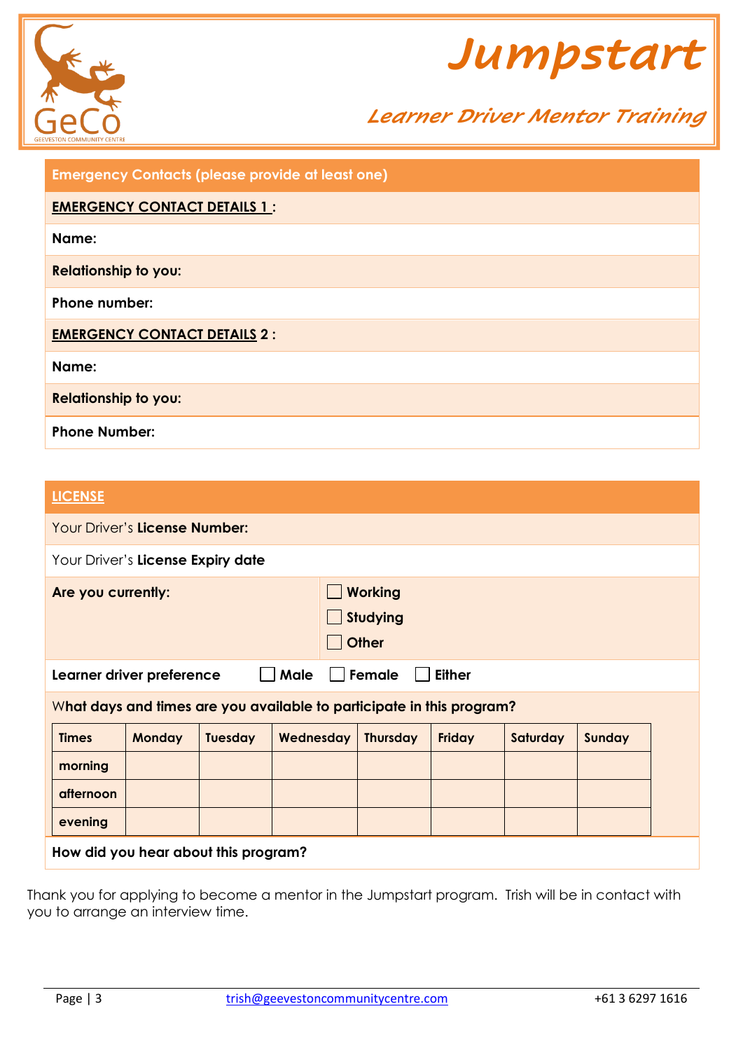# Jumpstart

## Learner Driver Mentor Training

| Emergency Contacts (please provide at least one) |
|---|
| **EMERGENCY CONTACT DETAILS 1 :** |
| **Name:** |
| **Relationship to you:** |
| **Phone number:** |
| **EMERGENCY CONTACT DETAILS 2 :** |
| **Name:** |
| **Relationship to you:** |
| **Phone Number:** |

| LICENSE | |
|---|---|
| Your Driver's **License Number:** | |
| Your Driver's **License Expiry date** | |
| **Are you currently:** | ☐ Working<br>☐ Studying<br>☐ Other |
| **Learner driver preference** ☐ Male ☐ Female ☐ Either | |

**What days and times are you available to participate in this program?**

| Times | Monday | Tuesday | Wednesday | Thursday | Friday | Saturday | Sunday |
|---|---|---|---|---|---|---|---|
| morning | | | | | | | |
| afternoon | | | | | | | |
| evening | | | | | | | |

**How did you hear about this program?**

Thank you for applying to become a mentor in the Jumpstart program. Trish will be in contact with you to arrange an interview time.

trish@geevestoncommunitycentre.com +61 3 6297 1616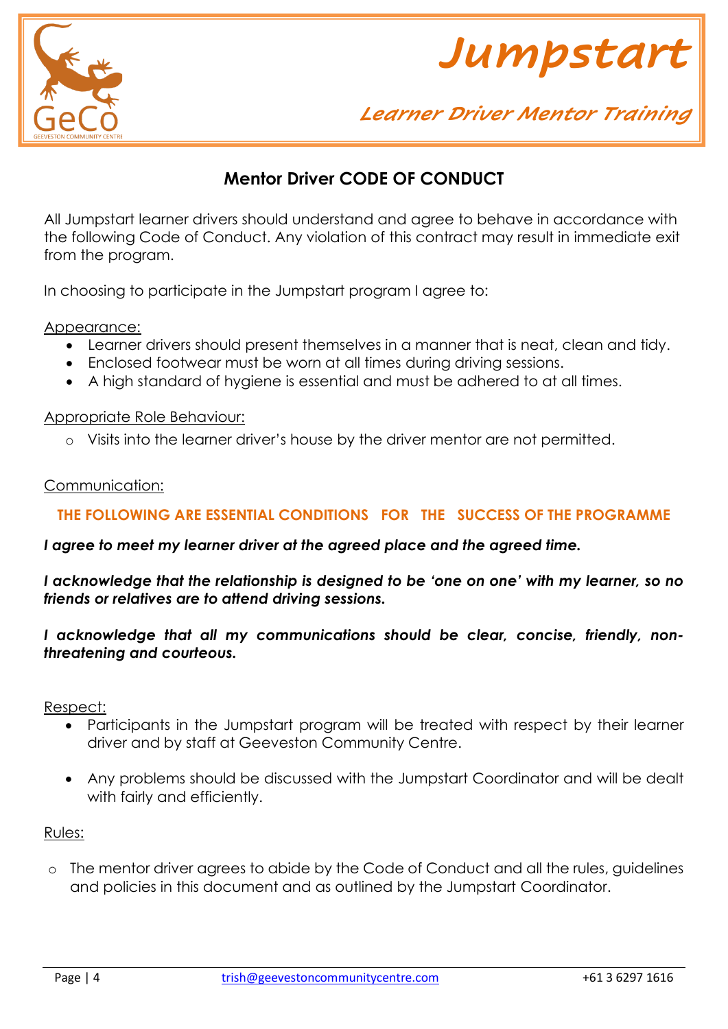# Jumpstart

## Learner Driver Mentor Training

## Mentor Driver CODE OF CONDUCT

All Jumpstart learner drivers should understand and agree to behave in accordance with the following Code of Conduct. Any violation of this contract may result in immediate exit from the program.

In choosing to participate in the Jumpstart program I agree to:

Appearance:

- Learner drivers should present themselves in a manner that is neat, clean and tidy.
- Enclosed footwear must be worn at all times during driving sessions.
- A high standard of hygiene is essential and must be adhered to at all times.

Appropriate Role Behaviour:

- Visits into the learner driver's house by the driver mentor are not permitted.

Communication:

**THE FOLLOWING ARE ESSENTIAL CONDITIONS FOR THE SUCCESS OF THE PROGRAMME**

***I agree to meet my learner driver at the agreed place and the agreed time.***

***I acknowledge that the relationship is designed to be 'one on one' with my learner, so no friends or relatives are to attend driving sessions.***

***I acknowledge that all my communications should be clear, concise, friendly, non-threatening and courteous.***

Respect:

- Participants in the Jumpstart program will be treated with respect by their learner driver and by staff at Geeveston Community Centre.
- Any problems should be discussed with the Jumpstart Coordinator and will be dealt with fairly and efficiently.

Rules:

- The mentor driver agrees to abide by the Code of Conduct and all the rules, guidelines and policies in this document and as outlined by the Jumpstart Coordinator.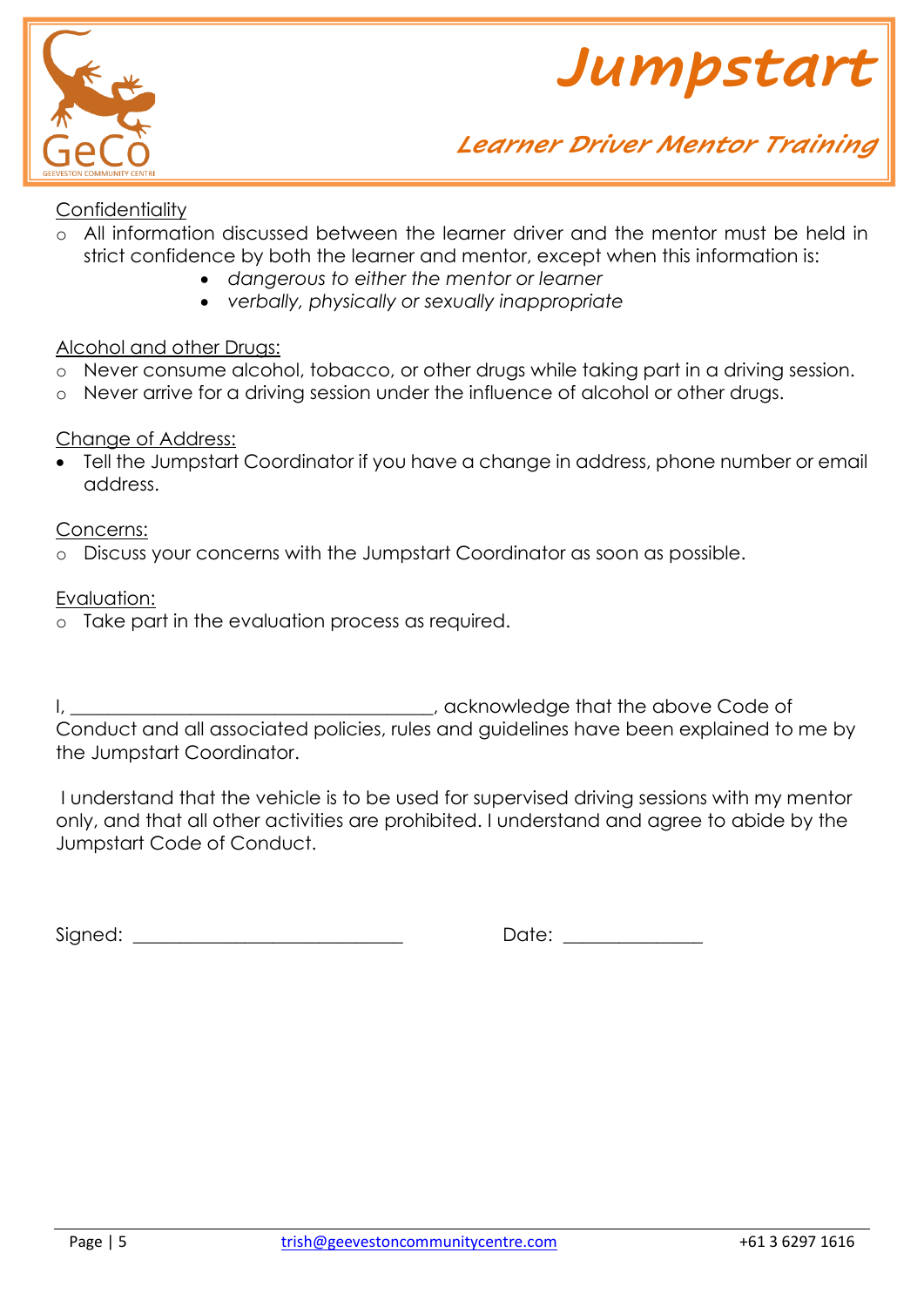Confidentiality

- All information discussed between the learner driver and the mentor must be held in strict confidence by both the learner and mentor, except when this information is:
  - *dangerous to either the mentor or learner*
  - *verbally, physically or sexually inappropriate*

Alcohol and other Drugs:

- Never consume alcohol, tobacco, or other drugs while taking part in a driving session.
- Never arrive for a driving session under the influence of alcohol or other drugs.

Change of Address:

- Tell the Jumpstart Coordinator if you have a change in address, phone number or email address.

Concerns:

- Discuss your concerns with the Jumpstart Coordinator as soon as possible.

Evaluation:

- Take part in the evaluation process as required.

I, ______________________________________, acknowledge that the above Code of Conduct and all associated policies, rules and guidelines have been explained to me by the Jumpstart Coordinator.

I understand that the vehicle is to be used for supervised driving sessions with my mentor only, and that all other activities are prohibited. I understand and agree to abide by the Jumpstart Code of Conduct.

Signed: ____________________________ Date: ______________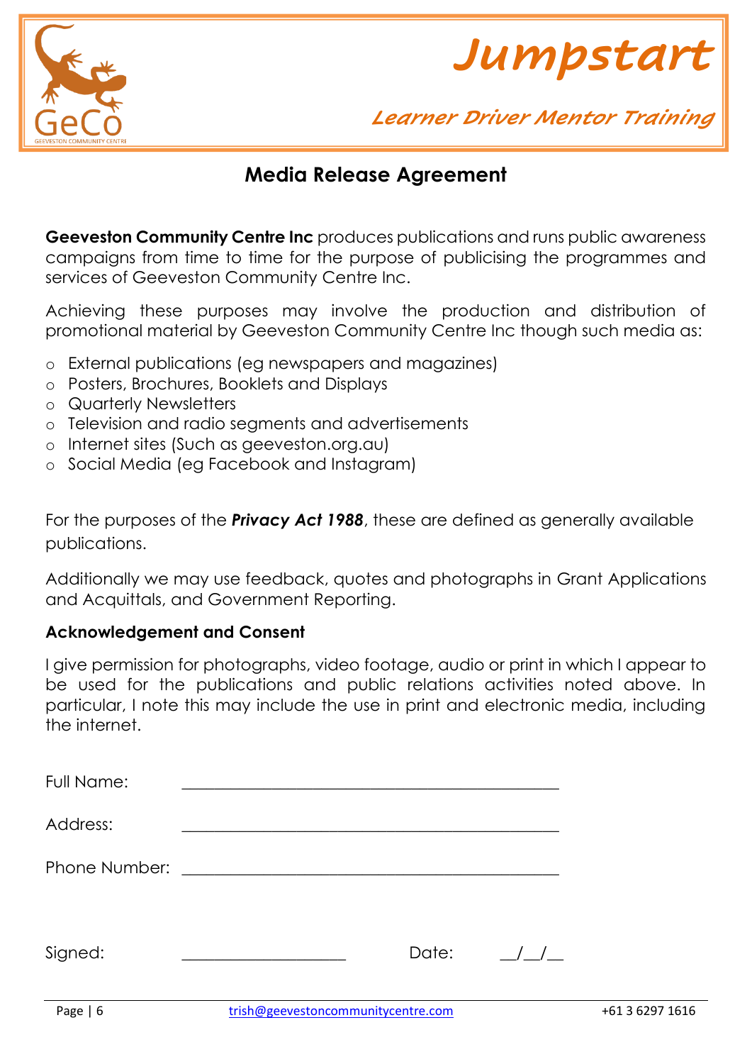# Jumpstart

*Learner Driver Mentor Training*

## Media Release Agreement

**Geeveston Community Centre Inc** produces publications and runs public awareness campaigns from time to time for the purpose of publicising the programmes and services of Geeveston Community Centre Inc.

Achieving these purposes may involve the production and distribution of promotional material by Geeveston Community Centre Inc though such media as:

- External publications (eg newspapers and magazines)
- Posters, Brochures, Booklets and Displays
- Quarterly Newsletters
- Television and radio segments and advertisements
- Internet sites (Such as geeveston.org.au)
- Social Media (eg Facebook and Instagram)

For the purposes of the ***Privacy Act 1988***, these are defined as generally available publications.

Additionally we may use feedback, quotes and photographs in Grant Applications and Acquittals, and Government Reporting.

### Acknowledgement and Consent

I give permission for photographs, video footage, audio or print in which I appear to be used for the publications and public relations activities noted above. In particular, I note this may include the use in print and electronic media, including the internet.

Full Name: ______________________________________________

Address: ______________________________________________

Phone Number: ______________________________________________

Signed: ____________________ Date: __/__/__

trish@geevestoncommunitycentre.com +61 3 6297 1616